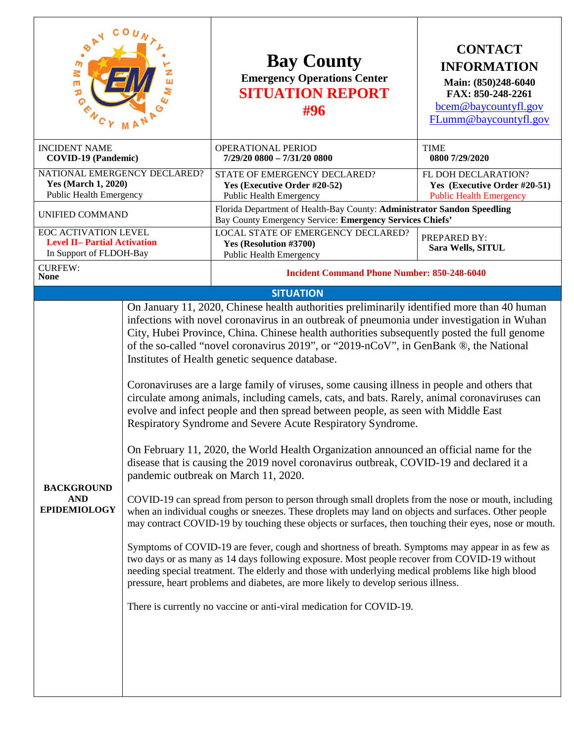# Bay County

**Emergency Operations Center**

**SITUATION REPORT #96**

**CONTACT INFORMATION**

**Main: (850)248-6040**
**FAX: 850-248-2261**
bcem@baycountyfl.gov
FLumm@baycountyfl.gov

| INCIDENT NAME<br>**COVID-19 (Pandemic)** | OPERATIONAL PERIOD<br>**7/29/20 0800 – 7/31/20 0800** | TIME<br>**0800 7/29/2020** |
|---|---|---|
| NATIONAL EMERGENCY DECLARED?<br>**Yes (March 1, 2020)**<br>Public Health Emergency | STATE OF EMERGENCY DECLARED?<br>**Yes (Executive Order #20-52)**<br>Public Health Emergency | FL DOH DECLARATION?<br>**Yes (Executive Order #20-51)**<br>Public Health Emergency |
| UNIFIED COMMAND | Florida Department of Health-Bay County: **Administrator Sandon Speedling**<br>Bay County Emergency Service: **Emergency Services Chiefs'** | |
| EOC ACTIVATION LEVEL<br>**Level II– Partial Activation**<br>In Support of FLDOH-Bay | LOCAL STATE OF EMERGENCY DECLARED?<br>**Yes (Resolution #3700)**<br>Public Health Emergency | PREPARED BY:<br>**Sara Wells, SITUL** |
| CURFEW:<br>**None** | **Incident Command Phone Number: 850-248-6040** | |

## SITUATION

**BACKGROUND AND EPIDEMIOLOGY**

On January 11, 2020, Chinese health authorities preliminarily identified more than 40 human infections with novel coronavirus in an outbreak of pneumonia under investigation in Wuhan City, Hubei Province, China. Chinese health authorities subsequently posted the full genome of the so-called "novel coronavirus 2019", or "2019-nCoV", in GenBank ®, the National Institutes of Health genetic sequence database.

Coronaviruses are a large family of viruses, some causing illness in people and others that circulate among animals, including camels, cats, and bats. Rarely, animal coronaviruses can evolve and infect people and then spread between people, as seen with Middle East Respiratory Syndrome and Severe Acute Respiratory Syndrome.

On February 11, 2020, the World Health Organization announced an official name for the disease that is causing the 2019 novel coronavirus outbreak, COVID-19 and declared it a pandemic outbreak on March 11, 2020.

COVID-19 can spread from person to person through small droplets from the nose or mouth, including when an individual coughs or sneezes. These droplets may land on objects and surfaces. Other people may contract COVID-19 by touching these objects or surfaces, then touching their eyes, nose or mouth.

Symptoms of COVID-19 are fever, cough and shortness of breath. Symptoms may appear in as few as two days or as many as 14 days following exposure. Most people recover from COVID-19 without needing special treatment. The elderly and those with underlying medical problems like high blood pressure, heart problems and diabetes, are more likely to develop serious illness.

There is currently no vaccine or anti-viral medication for COVID-19.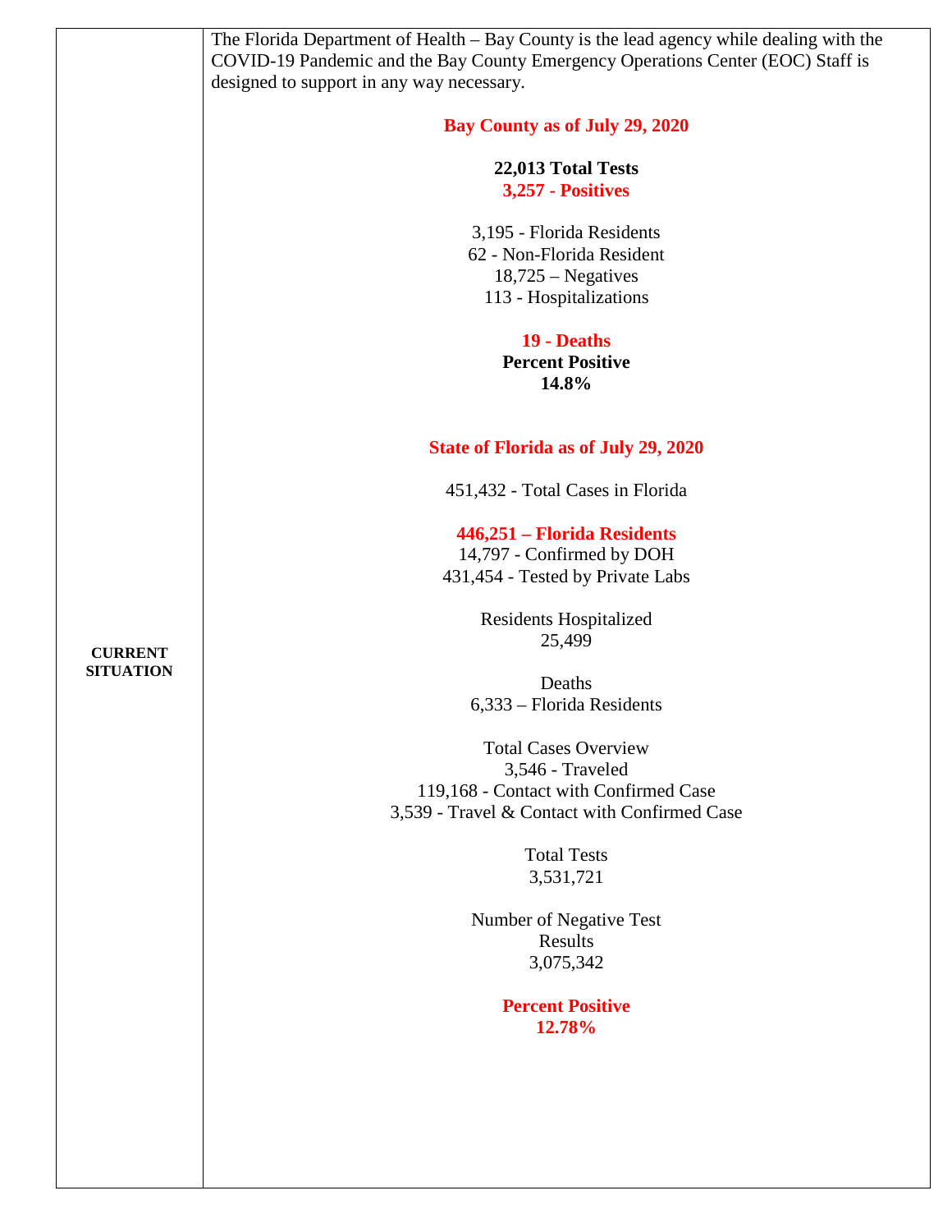| | |
|---|---|
| **CURRENT SITUATION** | The Florida Department of Health – Bay County is the lead agency while dealing with the COVID-19 Pandemic and the Bay County Emergency Operations Center (EOC) Staff is designed to support in any way necessary.<br><br>**Bay County as of July 29, 2020**<br><br>**22,013 Total Tests**<br>**3,257 - Positives**<br><br>3,195 - Florida Residents<br>62 - Non-Florida Resident<br>18,725 – Negatives<br>113 - Hospitalizations<br><br>**19 - Deaths**<br>**Percent Positive**<br>**14.8%**<br><br>**State of Florida as of July 29, 2020**<br><br>451,432 - Total Cases in Florida<br><br>**446,251 – Florida Residents**<br>14,797 - Confirmed by DOH<br>431,454 - Tested by Private Labs<br><br>Residents Hospitalized<br>25,499<br><br>Deaths<br>6,333 – Florida Residents<br><br>Total Cases Overview<br>3,546 - Traveled<br>119,168 - Contact with Confirmed Case<br>3,539 - Travel & Contact with Confirmed Case<br><br>Total Tests<br>3,531,721<br><br>Number of Negative Test Results<br>3,075,342<br><br>**Percent Positive**<br>**12.78%** |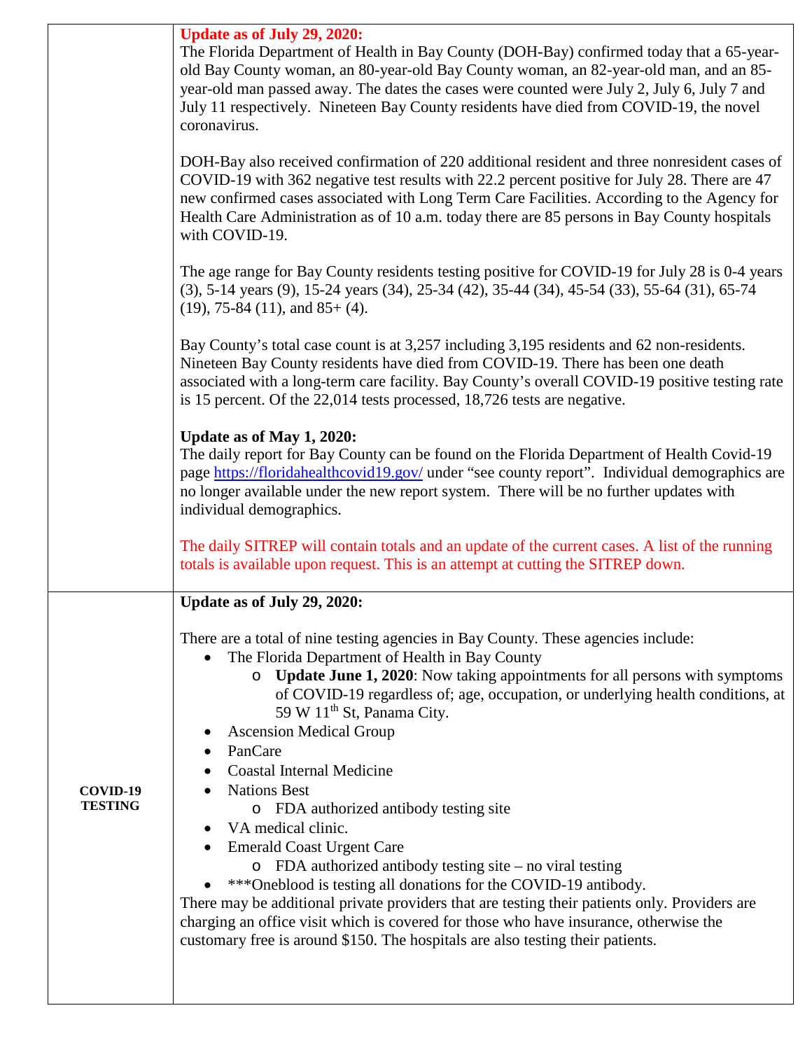| | |
|---|---|
| | **Update as of July 29, 2020:**<br>The Florida Department of Health in Bay County (DOH-Bay) confirmed today that a 65-year-old Bay County woman, an 80-year-old Bay County woman, an 82-year-old man, and an 85-year-old man passed away. The dates the cases were counted were July 2, July 6, July 7 and July 11 respectively. Nineteen Bay County residents have died from COVID-19, the novel coronavirus.<br><br>DOH-Bay also received confirmation of 220 additional resident and three nonresident cases of COVID-19 with 362 negative test results with 22.2 percent positive for July 28. There are 47 new confirmed cases associated with Long Term Care Facilities. According to the Agency for Health Care Administration as of 10 a.m. today there are 85 persons in Bay County hospitals with COVID-19.<br><br>The age range for Bay County residents testing positive for COVID-19 for July 28 is 0-4 years (3), 5-14 years (9), 15-24 years (34), 25-34 (42), 35-44 (34), 45-54 (33), 55-64 (31), 65-74 (19), 75-84 (11), and 85+ (4).<br><br>Bay County's total case count is at 3,257 including 3,195 residents and 62 non-residents. Nineteen Bay County residents have died from COVID-19. There has been one death associated with a long-term care facility. Bay County's overall COVID-19 positive testing rate is 15 percent. Of the 22,014 tests processed, 18,726 tests are negative.<br><br>**Update as of May 1, 2020:**<br>The daily report for Bay County can be found on the Florida Department of Health Covid-19 page https://floridahealthcovid19.gov/ under "see county report". Individual demographics are no longer available under the new report system. There will be no further updates with individual demographics.<br><br>The daily SITREP will contain totals and an update of the current cases. A list of the running totals is available upon request. This is an attempt at cutting the SITREP down. |
| **COVID-19 TESTING** | **Update as of July 29, 2020:**<br><br>There are a total of nine testing agencies in Bay County. These agencies include:<br>• The Florida Department of Health in Bay County<br>&nbsp;&nbsp;&nbsp;&nbsp;o **Update June 1, 2020**: Now taking appointments for all persons with symptoms of COVID-19 regardless of; age, occupation, or underlying health conditions, at 59 W 11th St, Panama City.<br>• Ascension Medical Group<br>• PanCare<br>• Coastal Internal Medicine<br>• Nations Best<br>&nbsp;&nbsp;&nbsp;&nbsp;o FDA authorized antibody testing site<br>• VA medical clinic.<br>• Emerald Coast Urgent Care<br>&nbsp;&nbsp;&nbsp;&nbsp;o FDA authorized antibody testing site – no viral testing<br>• ***Oneblood is testing all donations for the COVID-19 antibody.<br>There may be additional private providers that are testing their patients only. Providers are charging an office visit which is covered for those who have insurance, otherwise the customary free is around $150. The hospitals are also testing their patients. |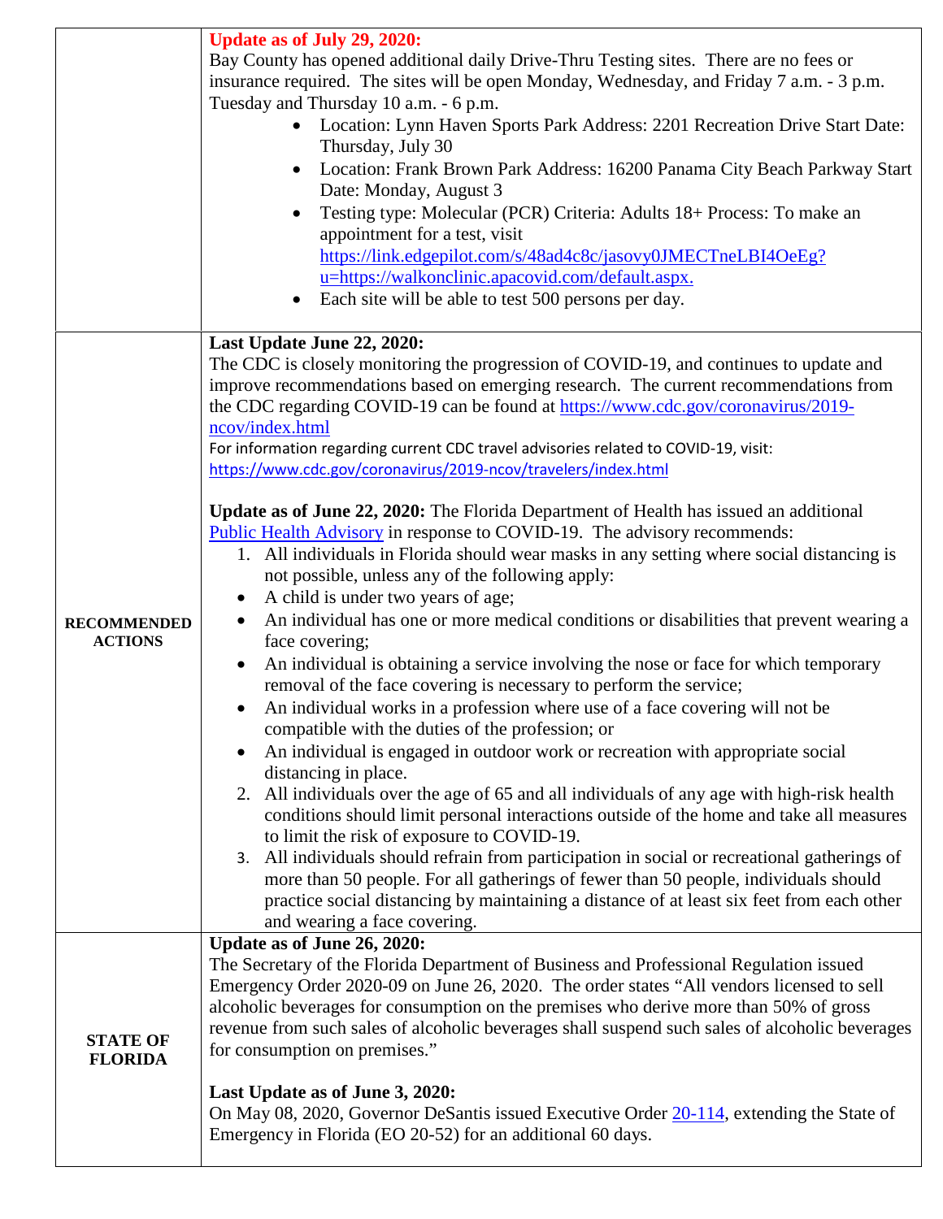| | |
|---|---|
| | **Update as of July 29, 2020:**<br>Bay County has opened additional daily Drive-Thru Testing sites. There are no fees or insurance required. The sites will be open Monday, Wednesday, and Friday 7 a.m. - 3 p.m. Tuesday and Thursday 10 a.m. - 6 p.m.<br>• Location: Lynn Haven Sports Park Address: 2201 Recreation Drive Start Date: Thursday, July 30<br>• Location: Frank Brown Park Address: 16200 Panama City Beach Parkway Start Date: Monday, August 3<br>• Testing type: Molecular (PCR) Criteria: Adults 18+ Process: To make an appointment for a test, visit https://link.edgepilot.com/s/48ad4c8c/jasovy0JMECTneLBI4OeEg?u=https://walkonclinic.apacovid.com/default.aspx.<br>• Each site will be able to test 500 persons per day. |
| **RECOMMENDED ACTIONS** | **Last Update June 22, 2020:**<br>The CDC is closely monitoring the progression of COVID-19, and continues to update and improve recommendations based on emerging research. The current recommendations from the CDC regarding COVID-19 can be found at https://www.cdc.gov/coronavirus/2019-ncov/index.html<br>For information regarding current CDC travel advisories related to COVID-19, visit: https://www.cdc.gov/coronavirus/2019-ncov/travelers/index.html<br><br>**Update as of June 22, 2020:** The Florida Department of Health has issued an additional Public Health Advisory in response to COVID-19. The advisory recommends:<br>1. All individuals in Florida should wear masks in any setting where social distancing is not possible, unless any of the following apply:<br>• A child is under two years of age;<br>• An individual has one or more medical conditions or disabilities that prevent wearing a face covering;<br>• An individual is obtaining a service involving the nose or face for which temporary removal of the face covering is necessary to perform the service;<br>• An individual works in a profession where use of a face covering will not be compatible with the duties of the profession; or<br>• An individual is engaged in outdoor work or recreation with appropriate social distancing in place.<br>2. All individuals over the age of 65 and all individuals of any age with high-risk health conditions should limit personal interactions outside of the home and take all measures to limit the risk of exposure to COVID-19.<br>3. All individuals should refrain from participation in social or recreational gatherings of more than 50 people. For all gatherings of fewer than 50 people, individuals should practice social distancing by maintaining a distance of at least six feet from each other and wearing a face covering. |
| **STATE OF FLORIDA** | **Update as of June 26, 2020:**<br>The Secretary of the Florida Department of Business and Professional Regulation issued Emergency Order 2020-09 on June 26, 2020. The order states "All vendors licensed to sell alcoholic beverages for consumption on the premises who derive more than 50% of gross revenue from such sales of alcoholic beverages shall suspend such sales of alcoholic beverages for consumption on premises."<br><br>**Last Update as of June 3, 2020:**<br>On May 08, 2020, Governor DeSantis issued Executive Order 20-114, extending the State of Emergency in Florida (EO 20-52) for an additional 60 days. |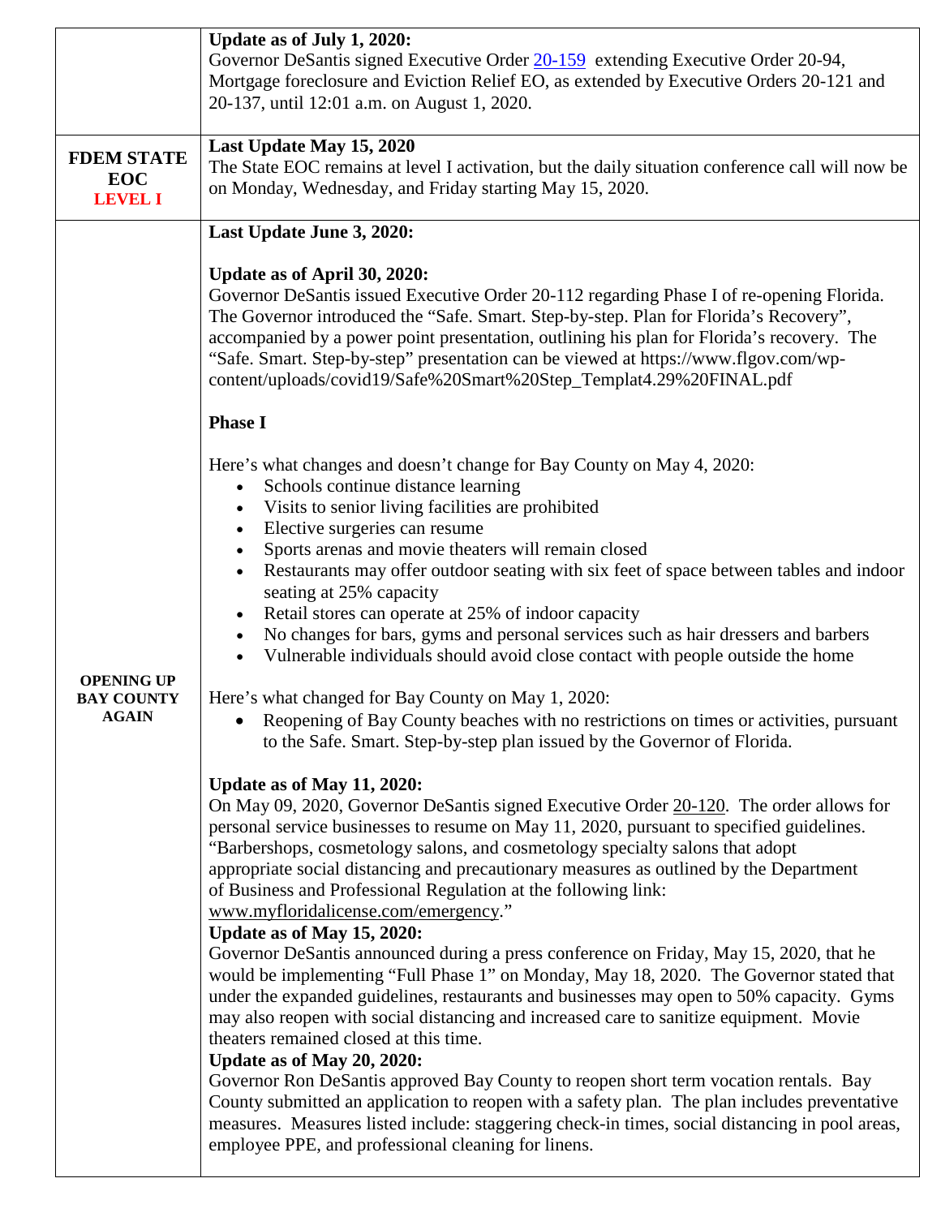| | |
|---|---|
| | **Update as of July 1, 2020:**<br>Governor DeSantis signed Executive Order 20-159 extending Executive Order 20-94, Mortgage foreclosure and Eviction Relief EO, as extended by Executive Orders 20-121 and 20-137, until 12:01 a.m. on August 1, 2020. |
| **FDEM STATE EOC LEVEL I** | **Last Update May 15, 2020**<br>The State EOC remains at level I activation, but the daily situation conference call will now be on Monday, Wednesday, and Friday starting May 15, 2020. |
| **OPENING UP BAY COUNTY AGAIN** | **Last Update June 3, 2020:**<br><br>**Update as of April 30, 2020:**<br>Governor DeSantis issued Executive Order 20-112 regarding Phase I of re-opening Florida. The Governor introduced the "Safe. Smart. Step-by-step. Plan for Florida's Recovery", accompanied by a power point presentation, outlining his plan for Florida's recovery. The "Safe. Smart. Step-by-step" presentation can be viewed at https://www.flgov.com/wp-content/uploads/covid19/Safe%20Smart%20Step_Templat4.29%20FINAL.pdf<br><br>**Phase I**<br><br>Here's what changes and doesn't change for Bay County on May 4, 2020:<br>• Schools continue distance learning<br>• Visits to senior living facilities are prohibited<br>• Elective surgeries can resume<br>• Sports arenas and movie theaters will remain closed<br>• Restaurants may offer outdoor seating with six feet of space between tables and indoor seating at 25% capacity<br>• Retail stores can operate at 25% of indoor capacity<br>• No changes for bars, gyms and personal services such as hair dressers and barbers<br>• Vulnerable individuals should avoid close contact with people outside the home<br><br>Here's what changed for Bay County on May 1, 2020:<br>• Reopening of Bay County beaches with no restrictions on times or activities, pursuant to the Safe. Smart. Step-by-step plan issued by the Governor of Florida.<br><br>**Update as of May 11, 2020:**<br>On May 09, 2020, Governor DeSantis signed Executive Order 20-120. The order allows for personal service businesses to resume on May 11, 2020, pursuant to specified guidelines. "Barbershops, cosmetology salons, and cosmetology specialty salons that adopt appropriate social distancing and precautionary measures as outlined by the Department of Business and Professional Regulation at the following link: www.myfloridalicense.com/emergency."<br>**Update as of May 15, 2020:**<br>Governor DeSantis announced during a press conference on Friday, May 15, 2020, that he would be implementing "Full Phase 1" on Monday, May 18, 2020. The Governor stated that under the expanded guidelines, restaurants and businesses may open to 50% capacity. Gyms may also reopen with social distancing and increased care to sanitize equipment. Movie theaters remained closed at this time.<br>**Update as of May 20, 2020:**<br>Governor Ron DeSantis approved Bay County to reopen short term vocation rentals. Bay County submitted an application to reopen with a safety plan. The plan includes preventative measures. Measures listed include: staggering check-in times, social distancing in pool areas, employee PPE, and professional cleaning for linens. |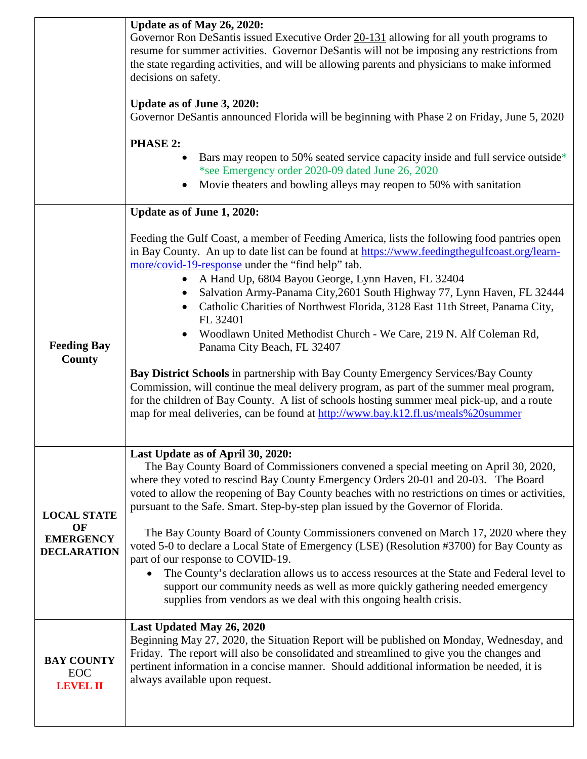| | |
|---|---|
| | **Update as of May 26, 2020:**<br>Governor Ron DeSantis issued Executive Order 20-131 allowing for all youth programs to resume for summer activities. Governor DeSantis will not be imposing any restrictions from the state regarding activities, and will be allowing parents and physicians to make informed decisions on safety.<br><br>**Update as of June 3, 2020:**<br>Governor DeSantis announced Florida will be beginning with Phase 2 on Friday, June 5, 2020<br><br>**PHASE 2:**<br>• Bars may reopen to 50% seated service capacity inside and full service outside* *see Emergency order 2020-09 dated June 26, 2020<br>• Movie theaters and bowling alleys may reopen to 50% with sanitation |
| **Feeding Bay County** | **Update as of June 1, 2020:**<br><br>Feeding the Gulf Coast, a member of Feeding America, lists the following food pantries open in Bay County. An up to date list can be found at [https://www.feedingthegulfcoast.org/learn-more/covid-19-response](https://www.feedingthegulfcoast.org/learn-more/covid-19-response) under the "find help" tab.<br>• A Hand Up, 6804 Bayou George, Lynn Haven, FL 32404<br>• Salvation Army-Panama City,2601 South Highway 77, Lynn Haven, FL 32444<br>• Catholic Charities of Northwest Florida, 3128 East 11th Street, Panama City, FL 32401<br>• Woodlawn United Methodist Church - We Care, 219 N. Alf Coleman Rd, Panama City Beach, FL 32407<br><br>**Bay District Schools** in partnership with Bay County Emergency Services/Bay County Commission, will continue the meal delivery program, as part of the summer meal program, for the children of Bay County. A list of schools hosting summer meal pick-up, and a route map for meal deliveries, can be found at [http://www.bay.k12.fl.us/meals%20summer](http://www.bay.k12.fl.us/meals%20summer) |
| **LOCAL STATE OF EMERGENCY DECLARATION** | **Last Update as of April 30, 2020:**<br>The Bay County Board of Commissioners convened a special meeting on April 30, 2020, where they voted to rescind Bay County Emergency Orders 20-01 and 20-03. The Board voted to allow the reopening of Bay County beaches with no restrictions on times or activities, pursuant to the Safe. Smart. Step-by-step plan issued by the Governor of Florida.<br><br>The Bay County Board of County Commissioners convened on March 17, 2020 where they voted 5-0 to declare a Local State of Emergency (LSE) (Resolution #3700) for Bay County as part of our response to COVID-19.<br>• The County's declaration allows us to access resources at the State and Federal level to support our community needs as well as more quickly gathering needed emergency supplies from vendors as we deal with this ongoing health crisis. |
| **BAY COUNTY** EOC **LEVEL II** | **Last Updated May 26, 2020**<br>Beginning May 27, 2020, the Situation Report will be published on Monday, Wednesday, and Friday. The report will also be consolidated and streamlined to give you the changes and pertinent information in a concise manner. Should additional information be needed, it is always available upon request. |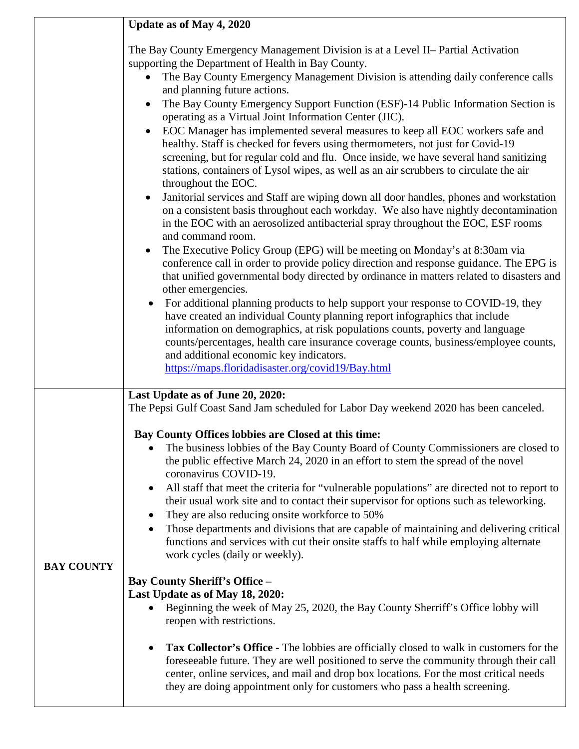| | |
|---|---|
| | **Update as of May 4, 2020**<br><br>The Bay County Emergency Management Division is at a Level II– Partial Activation supporting the Department of Health in Bay County.<br>• The Bay County Emergency Management Division is attending daily conference calls and planning future actions.<br>• The Bay County Emergency Support Function (ESF)-14 Public Information Section is operating as a Virtual Joint Information Center (JIC).<br>• EOC Manager has implemented several measures to keep all EOC workers safe and healthy. Staff is checked for fevers using thermometers, not just for Covid-19 screening, but for regular cold and flu. Once inside, we have several hand sanitizing stations, containers of Lysol wipes, as well as an air scrubbers to circulate the air throughout the EOC.<br>• Janitorial services and Staff are wiping down all door handles, phones and workstation on a consistent basis throughout each workday. We also have nightly decontamination in the EOC with an aerosolized antibacterial spray throughout the EOC, ESF rooms and command room.<br>• The Executive Policy Group (EPG) will be meeting on Monday's at 8:30am via conference call in order to provide policy direction and response guidance. The EPG is that unified governmental body directed by ordinance in matters related to disasters and other emergencies.<br>• For additional planning products to help support your response to COVID-19, they have created an individual County planning report infographics that include information on demographics, at risk populations counts, poverty and language counts/percentages, health care insurance coverage counts, business/employee counts, and additional economic key indicators. https://maps.floridadisaster.org/covid19/Bay.html |
| **BAY COUNTY** | **Last Update as of June 20, 2020:**<br>The Pepsi Gulf Coast Sand Jam scheduled for Labor Day weekend 2020 has been canceled.<br><br>**Bay County Offices lobbies are Closed at this time:**<br>• The business lobbies of the Bay County Board of County Commissioners are closed to the public effective March 24, 2020 in an effort to stem the spread of the novel coronavirus COVID-19.<br>• All staff that meet the criteria for "vulnerable populations" are directed not to report to their usual work site and to contact their supervisor for options such as teleworking.<br>• They are also reducing onsite workforce to 50%<br>• Those departments and divisions that are capable of maintaining and delivering critical functions and services with cut their onsite staffs to half while employing alternate work cycles (daily or weekly).<br><br>**Bay County Sheriff's Office –**<br>**Last Update as of May 18, 2020:**<br>• Beginning the week of May 25, 2020, the Bay County Sherriff's Office lobby will reopen with restrictions.<br><br>• **Tax Collector's Office -** The lobbies are officially closed to walk in customers for the foreseeable future. They are well positioned to serve the community through their call center, online services, and mail and drop box locations. For the most critical needs they are doing appointment only for customers who pass a health screening. |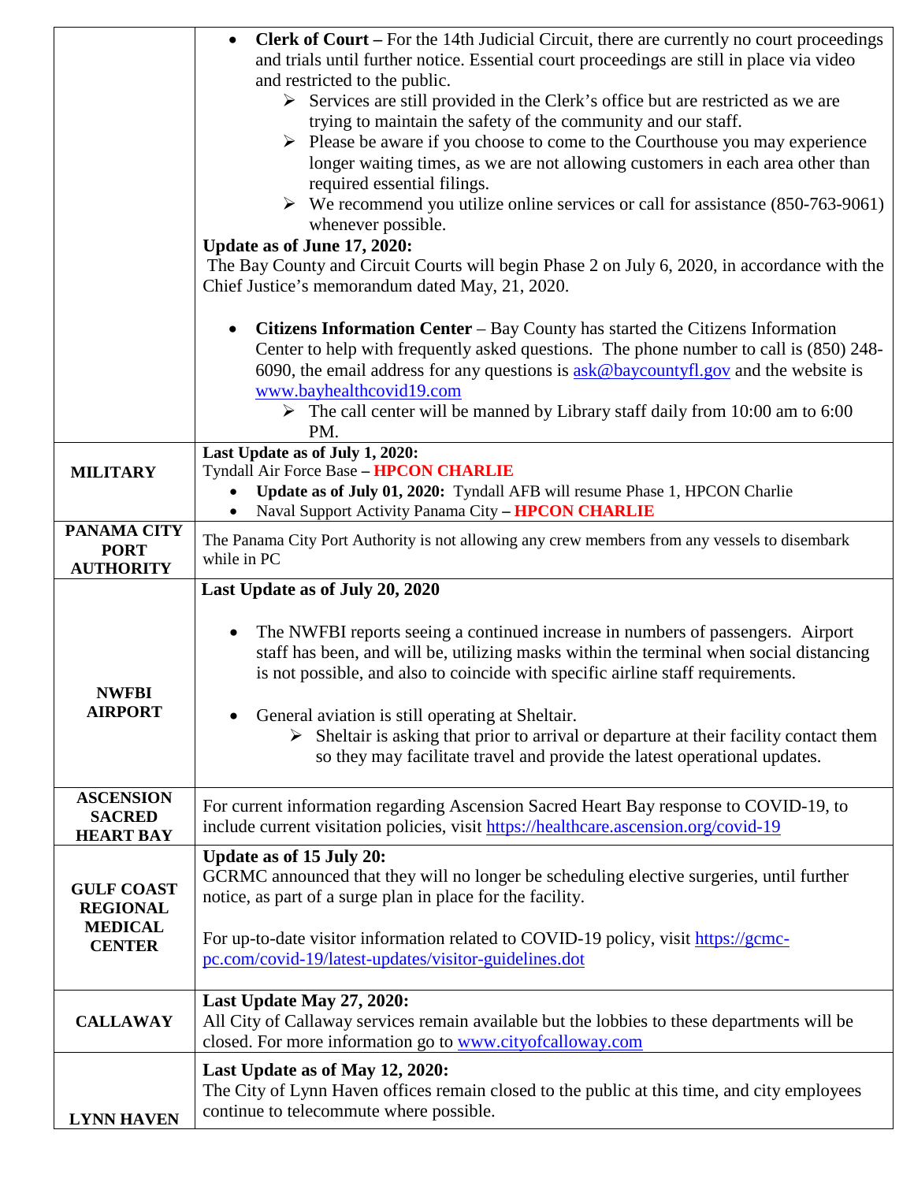| | |
|---|---|
| | • **Clerk of Court –** For the 14th Judicial Circuit, there are currently no court proceedings and trials until further notice. Essential court proceedings are still in place via video and restricted to the public.<br>➢ Services are still provided in the Clerk's office but are restricted as we are trying to maintain the safety of the community and our staff.<br>➢ Please be aware if you choose to come to the Courthouse you may experience longer waiting times, as we are not allowing customers in each area other than required essential filings.<br>➢ We recommend you utilize online services or call for assistance (850-763-9061) whenever possible.<br>**Update as of June 17, 2020:**<br>The Bay County and Circuit Courts will begin Phase 2 on July 6, 2020, in accordance with the Chief Justice's memorandum dated May, 21, 2020.<br><br>• **Citizens Information Center** – Bay County has started the Citizens Information Center to help with frequently asked questions. The phone number to call is (850) 248-6090, the email address for any questions is ask@baycountyfl.gov and the website is www.bayhealthcovid19.com<br>➢ The call center will be manned by Library staff daily from 10:00 am to 6:00 PM. |
| **MILITARY** | **Last Update as of July 1, 2020:**<br>Tyndall Air Force Base **– HPCON CHARLIE**<br>• **Update as of July 01, 2020:** Tyndall AFB will resume Phase 1, HPCON Charlie<br>• Naval Support Activity Panama City **– HPCON CHARLIE** |
| **PANAMA CITY PORT AUTHORITY** | The Panama City Port Authority is not allowing any crew members from any vessels to disembark while in PC |
| **NWFBI AIRPORT** | **Last Update as of July 20, 2020**<br><br>• The NWFBI reports seeing a continued increase in numbers of passengers. Airport staff has been, and will be, utilizing masks within the terminal when social distancing is not possible, and also to coincide with specific airline staff requirements.<br><br>• General aviation is still operating at Sheltair.<br>➢ Sheltair is asking that prior to arrival or departure at their facility contact them so they may facilitate travel and provide the latest operational updates. |
| **ASCENSION SACRED HEART BAY** | For current information regarding Ascension Sacred Heart Bay response to COVID-19, to include current visitation policies, visit https://healthcare.ascension.org/covid-19 |
| **GULF COAST REGIONAL MEDICAL CENTER** | **Update as of 15 July 20:**<br>GCRMC announced that they will no longer be scheduling elective surgeries, until further notice, as part of a surge plan in place for the facility.<br><br>For up-to-date visitor information related to COVID-19 policy, visit https://gcmc-pc.com/covid-19/latest-updates/visitor-guidelines.dot |
| **CALLAWAY** | **Last Update May 27, 2020:**<br>All City of Callaway services remain available but the lobbies to these departments will be closed. For more information go to www.cityofcalloway.com |
| **LYNN HAVEN** | **Last Update as of May 12, 2020:**<br>The City of Lynn Haven offices remain closed to the public at this time, and city employees continue to telecommute where possible. |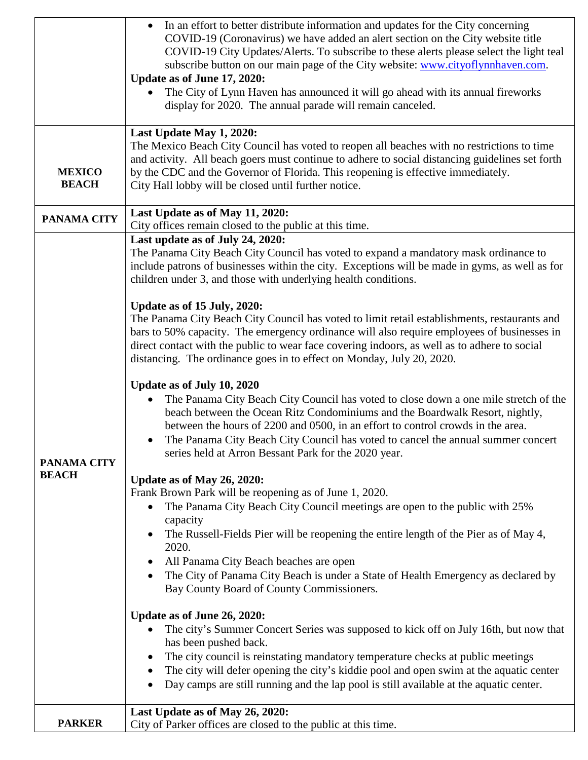| | |
|---|---|
| | • In an effort to better distribute information and updates for the City concerning COVID-19 (Coronavirus) we have added an alert section on the City website title COVID-19 City Updates/Alerts. To subscribe to these alerts please select the light teal subscribe button on our main page of the City website: [www.cityoflynnhaven.com](http://www.cityoflynnhaven.com).<br>**Update as of June 17, 2020:**<br>• The City of Lynn Haven has announced it will go ahead with its annual fireworks display for 2020. The annual parade will remain canceled. |
| **MEXICO BEACH** | **Last Update May 1, 2020:**<br>The Mexico Beach City Council has voted to reopen all beaches with no restrictions to time and activity. All beach goers must continue to adhere to social distancing guidelines set forth by the CDC and the Governor of Florida. This reopening is effective immediately.<br>City Hall lobby will be closed until further notice. |
| **PANAMA CITY** | **Last Update as of May 11, 2020:**<br>City offices remain closed to the public at this time. |
| **PANAMA CITY BEACH** | **Last update as of July 24, 2020:**<br>The Panama City Beach City Council has voted to expand a mandatory mask ordinance to include patrons of businesses within the city. Exceptions will be made in gyms, as well as for children under 3, and those with underlying health conditions.<br><br>**Update as of 15 July, 2020:**<br>The Panama City Beach City Council has voted to limit retail establishments, restaurants and bars to 50% capacity. The emergency ordinance will also require employees of businesses in direct contact with the public to wear face covering indoors, as well as to adhere to social distancing. The ordinance goes in to effect on Monday, July 20, 2020.<br><br>**Update as of July 10, 2020**<br>• The Panama City Beach City Council has voted to close down a one mile stretch of the beach between the Ocean Ritz Condominiums and the Boardwalk Resort, nightly, between the hours of 2200 and 0500, in an effort to control crowds in the area.<br>• The Panama City Beach City Council has voted to cancel the annual summer concert series held at Arron Bessant Park for the 2020 year.<br><br>**Update as of May 26, 2020:**<br>Frank Brown Park will be reopening as of June 1, 2020.<br>• The Panama City Beach City Council meetings are open to the public with 25% capacity<br>• The Russell-Fields Pier will be reopening the entire length of the Pier as of May 4, 2020.<br>• All Panama City Beach beaches are open<br>• The City of Panama City Beach is under a State of Health Emergency as declared by Bay County Board of County Commissioners.<br><br>**Update as of June 26, 2020:**<br>• The city's Summer Concert Series was supposed to kick off on July 16th, but now that has been pushed back.<br>• The city council is reinstating mandatory temperature checks at public meetings<br>• The city will defer opening the city's kiddie pool and open swim at the aquatic center<br>• Day camps are still running and the lap pool is still available at the aquatic center. |
| **PARKER** | **Last Update as of May 26, 2020:**<br>City of Parker offices are closed to the public at this time. |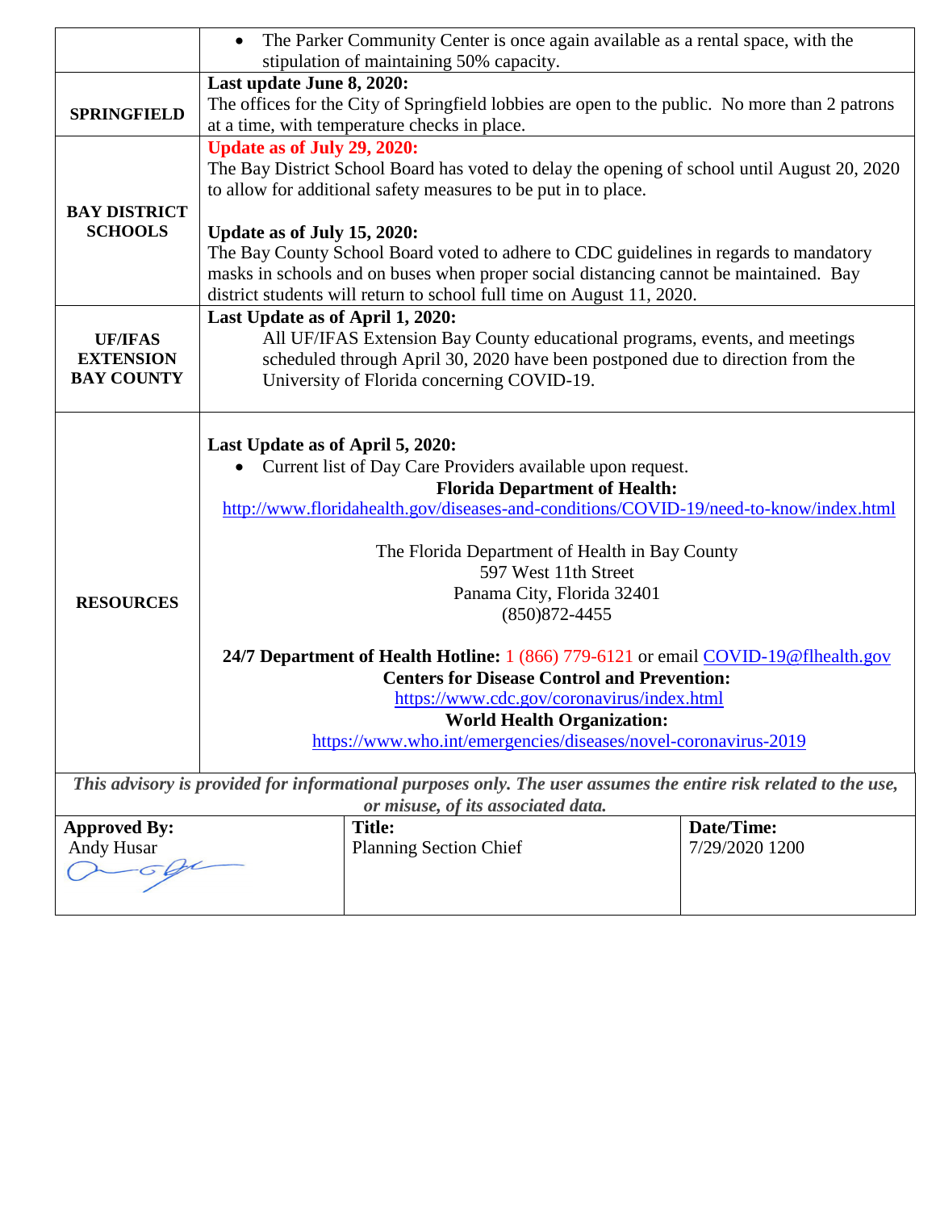| | |
|---|---|
| | • The Parker Community Center is once again available as a rental space, with the stipulation of maintaining 50% capacity. |
| **SPRINGFIELD** | **Last update June 8, 2020:** The offices for the City of Springfield lobbies are open to the public. No more than 2 patrons at a time, with temperature checks in place. |
| **BAY DISTRICT SCHOOLS** | **Update as of July 29, 2020:** The Bay District School Board has voted to delay the opening of school until August 20, 2020 to allow for additional safety measures to be put in to place.<br><br>**Update as of July 15, 2020:** The Bay County School Board voted to adhere to CDC guidelines in regards to mandatory masks in schools and on buses when proper social distancing cannot be maintained. Bay district students will return to school full time on August 11, 2020. |
| **UF/IFAS EXTENSION BAY COUNTY** | **Last Update as of April 1, 2020:** All UF/IFAS Extension Bay County educational programs, events, and meetings scheduled through April 30, 2020 have been postponed due to direction from the University of Florida concerning COVID-19. |
| **RESOURCES** | **Last Update as of April 5, 2020:**<br>• Current list of Day Care Providers available upon request.<br>**Florida Department of Health:**<br>http://www.floridahealth.gov/diseases-and-conditions/COVID-19/need-to-know/index.html<br><br>The Florida Department of Health in Bay County<br>597 West 11th Street<br>Panama City, Florida 32401<br>(850)872-4455<br><br>**24/7 Department of Health Hotline:** 1 (866) 779-6121 or email COVID-19@flhealth.gov<br>**Centers for Disease Control and Prevention:**<br>https://www.cdc.gov/coronavirus/index.html<br>**World Health Organization:**<br>https://www.who.int/emergencies/diseases/novel-coronavirus-2019 |

***This advisory is provided for informational purposes only. The user assumes the entire risk related to the use, or misuse, of its associated data.***

| **Approved By:** | **Title:** | **Date/Time:** |
|---|---|---|
| Andy Husar | Planning Section Chief | 7/29/2020 1200 |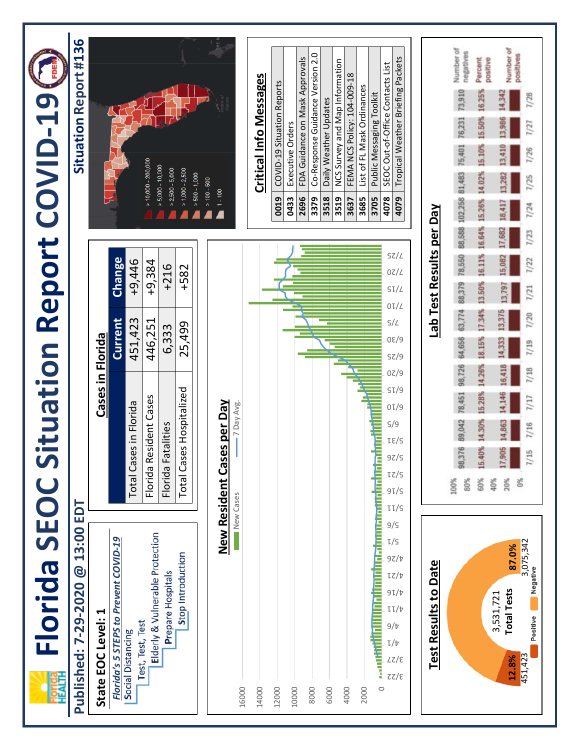# Florida SEOC Situation Report COVID-19

## Situation Report #136

**Published: 7-29-2020 @ 13:00 EDT**

**State EOC Level: 1**

*Florida's 5 STEPS to Prevent COVID-19*

- Social Distancing
- Test, Test, Test
- Elderly & Vulnerable Protection
- Prepare Hospitals
- Stop Introduction

## Cases in Florida

| | Current | Change |
|---|---|---|
| Total Cases in Florida | 451,423 | +9,446 |
| Florida Resident Cases | 446,251 | +9,384 |
| Florida Fatalities | 6,333 | +216 |
| Total Cases Hospitalized | 25,499 | +582 |

## New Resident Cases per Day

New Cases — 7 Day Avg.

## Critical Info Messages

| | |
|---|---|
| 0019 | COVID-19 Situation Reports |
| 0433 | Executive Orders |
| 2696 | FDA Guidance on Mask Approvals |
| 3379 | Co-Response Guidance Version 2.0 |
| 3518 | Daily Weather Updates |
| 3519 | NCS Survey and Map Information |
| 3637 | FEMA NCS Policy: 104-009-18 |
| 3685 | List of FL Mask Ordinances |
| 3705 | Public Messaging Toolkit |
| 4078 | SEOC Out-of-Office Contacts List |
| 4079 | Tropical Weather Briefing Packets |

## Test Results to Date

3,531,721 Total Tests

| | Count | Percent |
|---|---|---|
| Positive | 451,423 | 12.8% |
| Negative | 3,075,342 | 87.0% |

## Lab Test Results per Day

| Date | Number of negatives | Percent positive | Number of positives |
|---|---|---|---|
| 7/15 | 98,376 | 15.40% | 17,905 |
| 7/16 | 89,042 | 14.30% | 14,863 |
| 7/17 | 78,451 | 15.28% | 14,146 |
| 7/18 | 98,726 | 14.26% | 16,418 |
| 7/19 | 64,656 | 18.15% | 14,333 |
| 7/20 | 63,774 | 17.34% | 13,375 |
| 7/21 | 88,379 | 13.50% | 13,797 |
| 7/22 | 78,550 | 16.11% | 15,082 |
| 7/23 | 88,588 | 16.64% | 17,682 |
| 7/24 | 102,258 | 15.26% | 18,417 |
| 7/25 | 81,483 | 14.02% | 13,282 |
| 7/26 | 75,401 | 15.10% | 13,410 |
| 7/27 | 76,231 | 15.50% | 13,986 |
| 7/28 | 73,910 | 16.25% | 14,342 |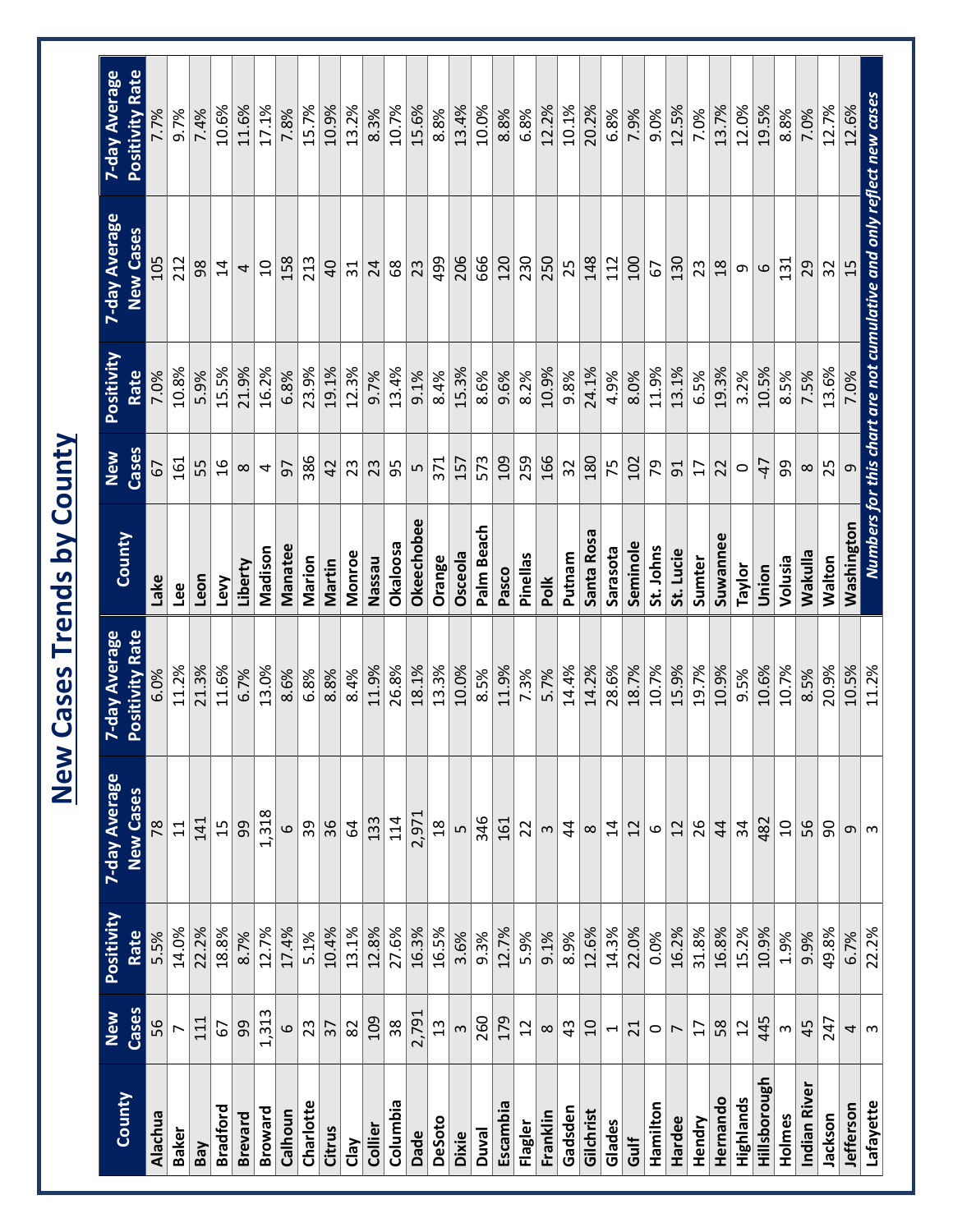# New Cases Trends by County

| County | New Cases | Positivity Rate | 7-day Average New Cases | 7-day Average Positivity Rate | County | New Cases | Positivity Rate | 7-day Average New Cases | 7-day Average Positivity Rate |
|---|---|---|---|---|---|---|---|---|---|
| Alachua | 56 | 5.5% | 78 | 6.0% | Lake | 67 | 7.0% | 105 | 7.7% |
| Baker | 7 | 14.0% | 11 | 11.2% | Lee | 161 | 10.8% | 212 | 9.7% |
| Bay | 111 | 22.2% | 141 | 21.3% | Leon | 55 | 5.9% | 98 | 7.4% |
| Bradford | 67 | 18.8% | 15 | 11.6% | Levy | 16 | 15.5% | 14 | 10.6% |
| Brevard | 99 | 8.7% | 99 | 6.7% | Liberty | 8 | 21.9% | 4 | 11.6% |
| Broward | 1,313 | 12.7% | 1,318 | 13.0% | Madison | 4 | 16.2% | 10 | 17.1% |
| Calhoun | 6 | 17.4% | 6 | 8.6% | Manatee | 97 | 6.8% | 158 | 7.8% |
| Charlotte | 23 | 5.1% | 39 | 6.8% | Marion | 386 | 23.9% | 213 | 15.7% |
| Citrus | 37 | 10.4% | 36 | 8.8% | Martin | 42 | 19.1% | 40 | 10.9% |
| Clay | 82 | 13.1% | 64 | 8.4% | Monroe | 23 | 12.3% | 31 | 13.2% |
| Collier | 109 | 12.8% | 133 | 11.9% | Nassau | 23 | 9.7% | 24 | 8.3% |
| Columbia | 38 | 27.6% | 114 | 26.8% | Okaloosa | 95 | 13.4% | 68 | 10.7% |
| Dade | 2,791 | 16.3% | 2,971 | 18.1% | Okeechobee | 5 | 9.1% | 23 | 15.6% |
| DeSoto | 13 | 16.5% | 18 | 13.3% | Orange | 371 | 8.4% | 499 | 8.8% |
| Dixie | 3 | 3.6% | 5 | 10.0% | Osceola | 157 | 15.3% | 206 | 13.4% |
| Duval | 260 | 9.3% | 346 | 8.5% | Palm Beach | 573 | 8.6% | 666 | 10.0% |
| Escambia | 179 | 12.7% | 161 | 11.9% | Pasco | 109 | 9.6% | 120 | 8.8% |
| Flagler | 12 | 5.9% | 22 | 7.3% | Pinellas | 259 | 8.2% | 230 | 6.8% |
| Franklin | 8 | 9.1% | 3 | 5.7% | Polk | 166 | 10.9% | 250 | 12.2% |
| Gadsden | 43 | 8.9% | 44 | 14.4% | Putnam | 32 | 9.8% | 25 | 10.1% |
| Gilchrist | 10 | 12.6% | 8 | 14.2% | Santa Rosa | 180 | 24.1% | 148 | 20.2% |
| Glades | 1 | 14.3% | 14 | 28.6% | Sarasota | 75 | 4.9% | 112 | 6.8% |
| Gulf | 21 | 22.0% | 12 | 18.7% | Seminole | 102 | 8.0% | 100 | 7.9% |
| Hamilton | 0 | 0.0% | 6 | 10.7% | St. Johns | 79 | 11.9% | 67 | 9.0% |
| Hardee | 7 | 16.2% | 12 | 15.9% | St. Lucie | 91 | 13.1% | 130 | 12.5% |
| Hendry | 17 | 31.8% | 26 | 19.7% | Sumter | 17 | 6.5% | 23 | 7.0% |
| Hernando | 58 | 16.8% | 44 | 10.9% | Suwannee | 22 | 19.3% | 18 | 13.7% |
| Highlands | 12 | 15.2% | 34 | 9.5% | Taylor | 0 | 3.2% | 9 | 12.0% |
| Hillsborough | 445 | 10.9% | 482 | 10.6% | Union | -47 | 10.5% | 6 | 19.5% |
| Holmes | 3 | 1.9% | 10 | 10.7% | Volusia | 99 | 8.5% | 131 | 8.8% |
| Indian River | 45 | 9.9% | 56 | 8.5% | Wakulla | 8 | 7.5% | 29 | 7.0% |
| Jackson | 247 | 49.8% | 90 | 20.9% | Walton | 25 | 13.6% | 32 | 12.7% |
| Jefferson | 4 | 6.7% | 9 | 10.5% | Washington | 9 | 7.0% | 15 | 12.6% |
| Lafayette | 3 | 22.2% | 3 | 11.2% | | | | | |

*Numbers for this chart are not cumulative and only reflect new cases*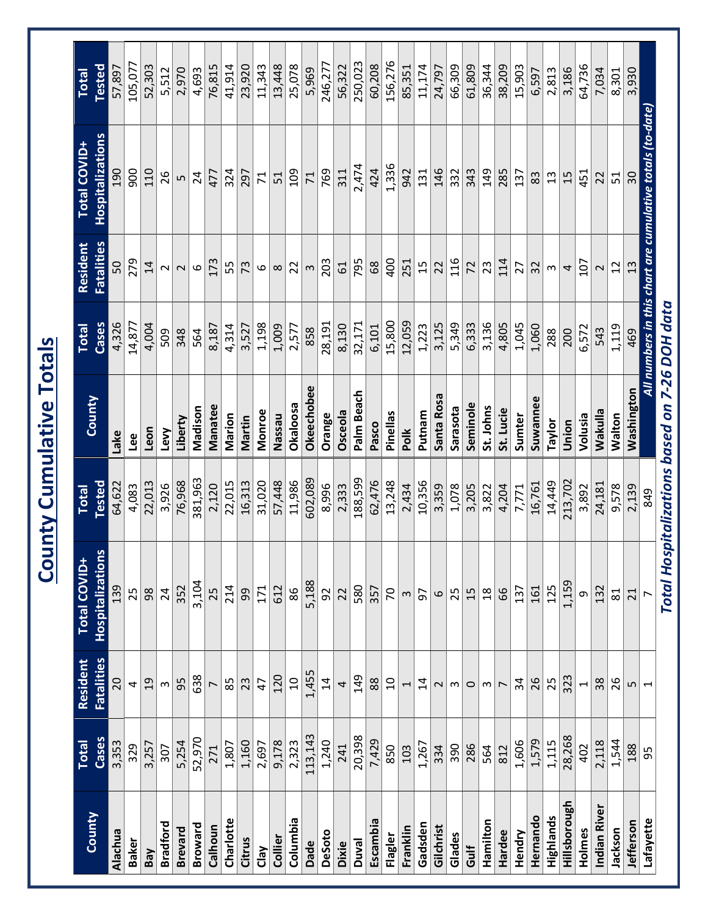# County Cumulative Totals

| County | Total Cases | Resident Fatalities | Total COVID+ Hospitalizations | Total Tested | County | Total Cases | Resident Fatalities | Total COVID+ Hospitalizations | Total Tested |
|---|---|---|---|---|---|---|---|---|---|
| Alachua | 3,353 | 20 | 139 | 64,622 | Lake | 4,326 | 50 | 190 | 57,897 |
| Baker | 329 | 4 | 25 | 4,083 | Lee | 14,877 | 279 | 900 | 105,077 |
| Bay | 3,257 | 19 | 98 | 22,013 | Leon | 4,004 | 14 | 110 | 52,303 |
| Bradford | 307 | 3 | 24 | 3,926 | Levy | 509 | 2 | 26 | 5,512 |
| Brevard | 5,254 | 95 | 352 | 76,968 | Liberty | 348 | 2 | 5 | 2,970 |
| Broward | 52,970 | 638 | 3,104 | 381,963 | Madison | 564 | 6 | 24 | 4,693 |
| Calhoun | 271 | 7 | 25 | 2,120 | Manatee | 8,187 | 173 | 477 | 76,815 |
| Charlotte | 1,807 | 85 | 214 | 22,015 | Marion | 4,314 | 55 | 324 | 41,914 |
| Citrus | 1,160 | 23 | 99 | 16,313 | Martin | 3,527 | 73 | 297 | 23,920 |
| Clay | 2,697 | 47 | 171 | 31,020 | Monroe | 1,198 | 6 | 71 | 11,343 |
| Collier | 9,178 | 120 | 612 | 57,448 | Nassau | 1,009 | 8 | 51 | 13,448 |
| Columbia | 2,323 | 10 | 86 | 11,986 | Okaloosa | 2,577 | 22 | 109 | 25,078 |
| Dade | 113,143 | 1,455 | 5,188 | 602,089 | Okeechobee | 858 | 3 | 71 | 5,969 |
| DeSoto | 1,240 | 14 | 92 | 8,996 | Orange | 28,191 | 203 | 769 | 246,277 |
| Dixie | 241 | 4 | 22 | 2,333 | Osceola | 8,130 | 61 | 311 | 56,322 |
| Duval | 20,398 | 149 | 580 | 188,599 | Palm Beach | 32,171 | 795 | 2,474 | 250,023 |
| Escambia | 7,429 | 88 | 357 | 62,476 | Pasco | 6,101 | 68 | 424 | 60,208 |
| Flagler | 850 | 10 | 70 | 13,248 | Pinellas | 15,800 | 400 | 1,336 | 156,276 |
| Franklin | 103 | 1 | 3 | 2,434 | Polk | 12,059 | 251 | 942 | 85,351 |
| Gadsden | 1,267 | 14 | 97 | 10,356 | Putnam | 1,223 | 15 | 131 | 11,174 |
| Gilchrist | 334 | 2 | 6 | 3,359 | Santa Rosa | 3,125 | 22 | 146 | 24,797 |
| Glades | 390 | 3 | 25 | 1,078 | Sarasota | 5,349 | 116 | 332 | 66,309 |
| Gulf | 286 | 0 | 15 | 3,205 | Seminole | 6,333 | 72 | 343 | 61,809 |
| Hamilton | 564 | 3 | 18 | 3,822 | St. Johns | 3,136 | 23 | 149 | 36,344 |
| Hardee | 812 | 7 | 66 | 4,204 | St. Lucie | 4,805 | 114 | 285 | 38,209 |
| Hendry | 1,606 | 34 | 137 | 7,771 | Sumter | 1,045 | 27 | 137 | 15,903 |
| Hernando | 1,579 | 26 | 161 | 16,761 | Suwannee | 1,060 | 32 | 83 | 6,597 |
| Highlands | 1,115 | 25 | 125 | 14,449 | Taylor | 288 | 3 | 13 | 2,813 |
| Hillsborough | 28,268 | 323 | 1,159 | 213,702 | Union | 200 | 4 | 15 | 3,186 |
| Holmes | 402 | 1 | 9 | 3,892 | Volusia | 6,572 | 107 | 451 | 64,736 |
| Indian River | 2,118 | 38 | 132 | 24,181 | Wakulla | 543 | 2 | 22 | 7,034 |
| Jackson | 1,544 | 26 | 81 | 9,578 | Walton | 1,119 | 12 | 51 | 8,301 |
| Jefferson | 188 | 5 | 21 | 2,139 | Washington | 469 | 13 | 30 | 3,930 |
| Lafayette | 95 | 1 | 7 | 849 | | | | | |

*All numbers in this chart are cumulative totals (to-date)*

***Total Hospitalizations based on 7-26 DOH data***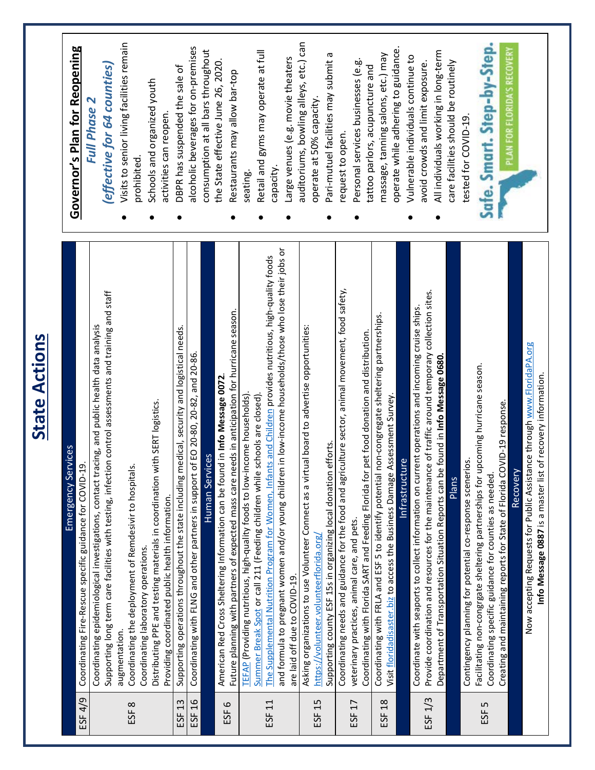# State Actions

| | |
|---|---|
| **Emergency Services** | |
| ESF 4/9 | Coordinating Fire-Rescue specific guidance for COVID-19. |
| ESF 8 | Coordinating epidemiological investigations, contact tracing, and public health data analysis<br>Supporting long term care facilities with testing, infection control assessments and training and staff augmentation.<br>Coordinating the deployment of Remdesivir to hospitals.<br>Coordinating laboratory operations.<br>Distributing PPE and testing materials in coordination with SERT logistics.<br>Providing coordinated public health information. |
| ESF 13 | Supporting operations throughout the state including medical, security and logistical needs. |
| ESF 16 | Coordinating with FLNG and other partners in support of EO 20-80, 20-82, and 20-86. |
| **Human Services** | |
| ESF 6 | American Red Cross Sheltering Information can be found in **Info Message 0072**.<br>Future planning with partners of expected mass care needs in anticipation for hurricane season. |
| ESF 11 | TEFAP (Providing nutritious, high-quality foods to low-income households).<br>Summer Break Spot or call 211 (Feeding children while schools are closed).<br>The Supplemental Nutrition Program for Women, Infants and Children provides nutritious, high-quality foods and formula to pregnant women and/or young children in low-income households/those who lose their jobs or are laid off due to COVID-19. |
| ESF 15 | Asking organizations to use Volunteer Connect as a virtual board to advertise opportunities: https://volunteer.volunteerflorida.org/<br>Supporting county ESF 15s in organizing local donation efforts. |
| ESF 17 | Coordinating needs and guidance for the food and agriculture sector, animal movement, food safety, veterinary practices, animal care, and pets.<br>Coordinating with Florida SART and Feeding Florida for pet food donation and distribution. |
| ESF 18 | Coordinating with FRLA and ESF 5 to identify potential non-congregate sheltering partnerships.<br>Visit floridadisaster.biz to access the Business Damage Assessment Survey. |
| **Infrastructure** | |
| ESF 1/3 | Coordinate with seaports to collect information on current operations and incoming cruise ships.<br>Provide coordination and resources for the maintenance of traffic around temporary collection sites.<br>Department of Transportation Situation Reports can be found in **Info Message 0680**. |
| **Plans** | |
| ESF 5 | Contingency planning for potential co-response scenerios.<br>Facilitating non-congrgate sheltering partnerships for upcoming hurricane season.<br>Coordinating specific guidance for counties as needed.<br>Creating and maintaining reports for State of Florida COVID-19 response. |
| **Recovery** | |
| | Now accepting Requests for Public Assistance through www.FloridaPA.org<br>**Info Message 0887** is a master list of recovery information. |

## Governor's Plan for Reopening

***Full Phase 2***

***(effective for 64 counties)***

- Visits to senior living facilities remain prohibited.
- Schools and organized youth activities can reopen.
- DBPR has suspended the sale of alcoholic beverages for on-premises consumption at all bars throughout the State effective June 26, 2020.
- Restaurants may allow bar-top seating.
- Retail and gyms may operate at full capacity.
- Large venues (e.g. movie theaters auditoriums, bowling alleys, etc.) can operate at 50% capacity.
- Pari-mutuel facilities may submit a request to open.
- Personal services businesses (e.g. tattoo parlors, acupuncture and massage, tanning salons, etc.) may operate while adhering to guidance.
- Vulnerable individuals continue to avoid crowds and limit exposure.
- All individuals working in long-term care facilities should be routinely tested for COVID-19.

Safe. Smart. Step-by-Step.
PLAN FOR FLORIDA'S RECOVERY